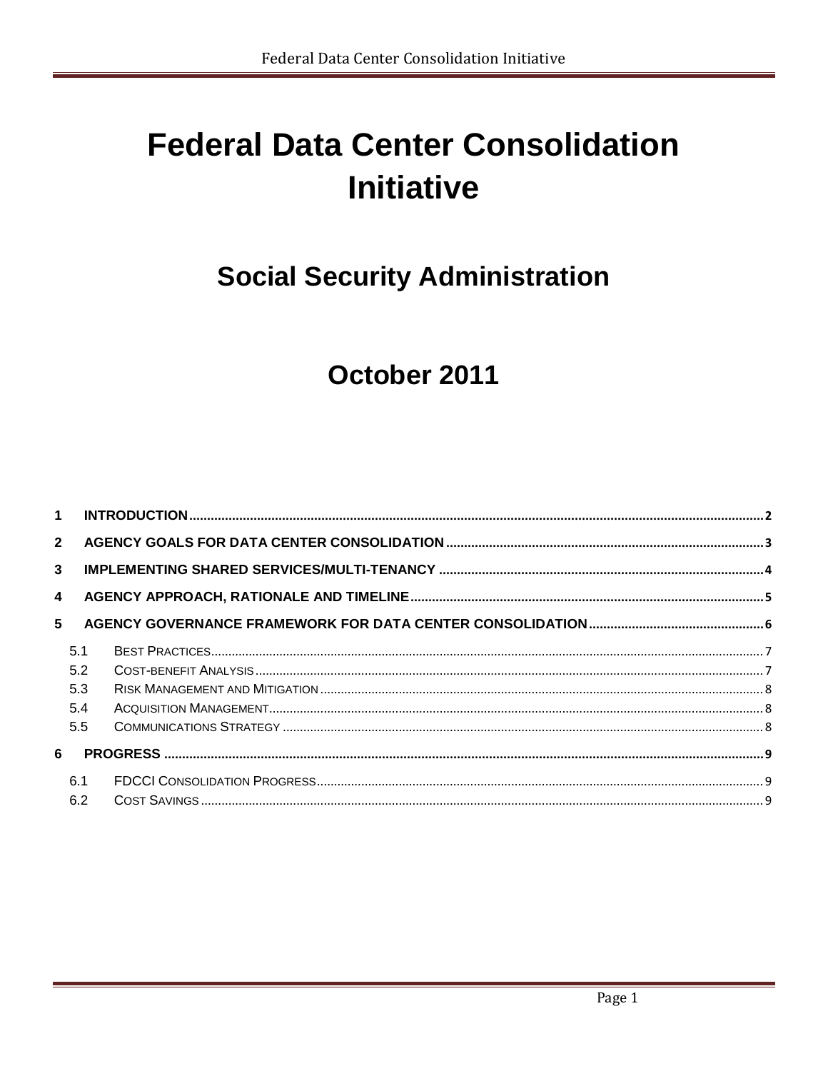# Federal Data Center Consolidation Initiative

## Social Security Administration

## October 2011

1 INTRODUCTION ..... 2
2 AGENCY GOALS FOR DATA CENTER CONSOLIDATION ..... 3
3 IMPLEMENTING SHARED SERVICES/MULTI-TENANCY ..... 4
4 AGENCY APPROACH, RATIONALE AND TIMELINE ..... 5
5 AGENCY GOVERNANCE FRAMEWORK FOR DATA CENTER CONSOLIDATION ..... 6
  5.1 BEST PRACTICES ..... 7
  5.2 COST-BENEFIT ANALYSIS ..... 7
  5.3 RISK MANAGEMENT AND MITIGATION ..... 8
  5.4 ACQUISITION MANAGEMENT ..... 8
  5.5 COMMUNICATIONS STRATEGY ..... 8
6 PROGRESS ..... 9
  6.1 FDCCI CONSOLIDATION PROGRESS ..... 9
  6.2 COST SAVINGS ..... 9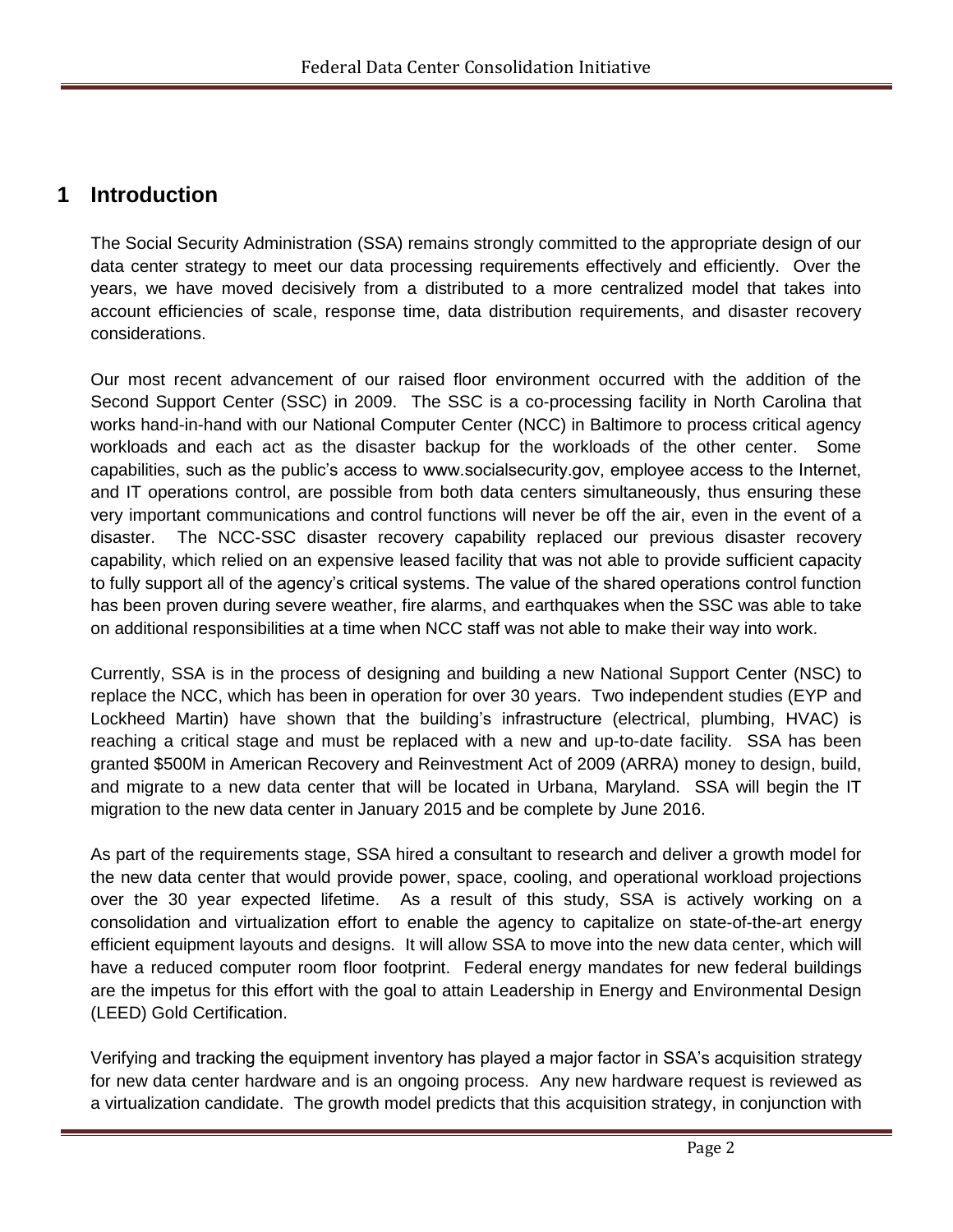# 1 Introduction

The Social Security Administration (SSA) remains strongly committed to the appropriate design of our data center strategy to meet our data processing requirements effectively and efficiently. Over the years, we have moved decisively from a distributed to a more centralized model that takes into account efficiencies of scale, response time, data distribution requirements, and disaster recovery considerations.

Our most recent advancement of our raised floor environment occurred with the addition of the Second Support Center (SSC) in 2009. The SSC is a co-processing facility in North Carolina that works hand-in-hand with our National Computer Center (NCC) in Baltimore to process critical agency workloads and each act as the disaster backup for the workloads of the other center. Some capabilities, such as the public's access to www.socialsecurity.gov, employee access to the Internet, and IT operations control, are possible from both data centers simultaneously, thus ensuring these very important communications and control functions will never be off the air, even in the event of a disaster. The NCC-SSC disaster recovery capability replaced our previous disaster recovery capability, which relied on an expensive leased facility that was not able to provide sufficient capacity to fully support all of the agency's critical systems. The value of the shared operations control function has been proven during severe weather, fire alarms, and earthquakes when the SSC was able to take on additional responsibilities at a time when NCC staff was not able to make their way into work.

Currently, SSA is in the process of designing and building a new National Support Center (NSC) to replace the NCC, which has been in operation for over 30 years. Two independent studies (EYP and Lockheed Martin) have shown that the building's infrastructure (electrical, plumbing, HVAC) is reaching a critical stage and must be replaced with a new and up-to-date facility. SSA has been granted $500M in American Recovery and Reinvestment Act of 2009 (ARRA) money to design, build, and migrate to a new data center that will be located in Urbana, Maryland. SSA will begin the IT migration to the new data center in January 2015 and be complete by June 2016.

As part of the requirements stage, SSA hired a consultant to research and deliver a growth model for the new data center that would provide power, space, cooling, and operational workload projections over the 30 year expected lifetime. As a result of this study, SSA is actively working on a consolidation and virtualization effort to enable the agency to capitalize on state-of-the-art energy efficient equipment layouts and designs. It will allow SSA to move into the new data center, which will have a reduced computer room floor footprint. Federal energy mandates for new federal buildings are the impetus for this effort with the goal to attain Leadership in Energy and Environmental Design (LEED) Gold Certification.

Verifying and tracking the equipment inventory has played a major factor in SSA's acquisition strategy for new data center hardware and is an ongoing process. Any new hardware request is reviewed as a virtualization candidate. The growth model predicts that this acquisition strategy, in conjunction with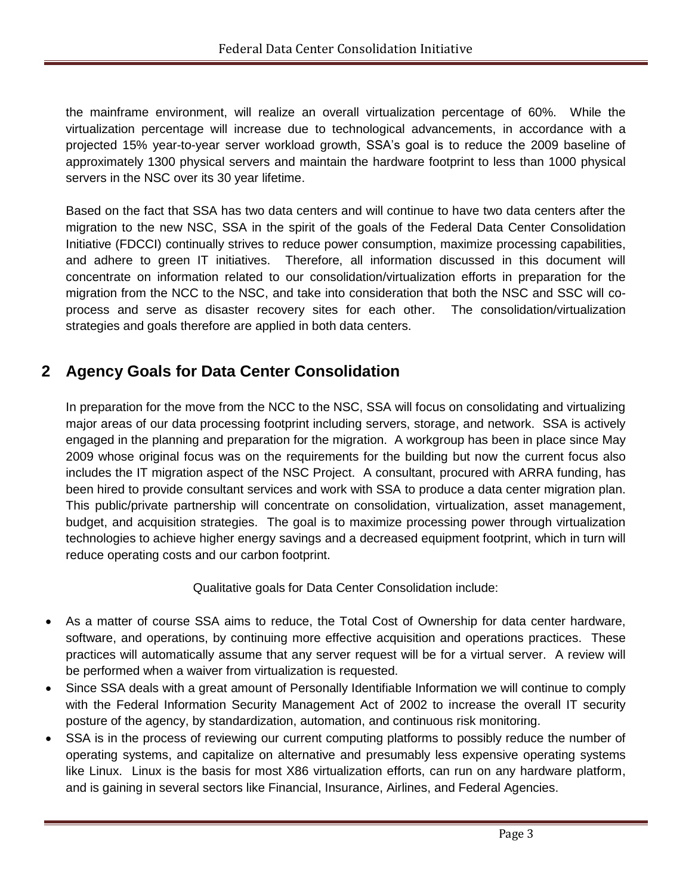the mainframe environment, will realize an overall virtualization percentage of 60%. While the virtualization percentage will increase due to technological advancements, in accordance with a projected 15% year-to-year server workload growth, SSA's goal is to reduce the 2009 baseline of approximately 1300 physical servers and maintain the hardware footprint to less than 1000 physical servers in the NSC over its 30 year lifetime.

Based on the fact that SSA has two data centers and will continue to have two data centers after the migration to the new NSC, SSA in the spirit of the goals of the Federal Data Center Consolidation Initiative (FDCCI) continually strives to reduce power consumption, maximize processing capabilities, and adhere to green IT initiatives. Therefore, all information discussed in this document will concentrate on information related to our consolidation/virtualization efforts in preparation for the migration from the NCC to the NSC, and take into consideration that both the NSC and SSC will co-process and serve as disaster recovery sites for each other. The consolidation/virtualization strategies and goals therefore are applied in both data centers.

# 2 Agency Goals for Data Center Consolidation

In preparation for the move from the NCC to the NSC, SSA will focus on consolidating and virtualizing major areas of our data processing footprint including servers, storage, and network. SSA is actively engaged in the planning and preparation for the migration. A workgroup has been in place since May 2009 whose original focus was on the requirements for the building but now the current focus also includes the IT migration aspect of the NSC Project. A consultant, procured with ARRA funding, has been hired to provide consultant services and work with SSA to produce a data center migration plan. This public/private partnership will concentrate on consolidation, virtualization, asset management, budget, and acquisition strategies. The goal is to maximize processing power through virtualization technologies to achieve higher energy savings and a decreased equipment footprint, which in turn will reduce operating costs and our carbon footprint.

Qualitative goals for Data Center Consolidation include:

- As a matter of course SSA aims to reduce, the Total Cost of Ownership for data center hardware, software, and operations, by continuing more effective acquisition and operations practices. These practices will automatically assume that any server request will be for a virtual server. A review will be performed when a waiver from virtualization is requested.
- Since SSA deals with a great amount of Personally Identifiable Information we will continue to comply with the Federal Information Security Management Act of 2002 to increase the overall IT security posture of the agency, by standardization, automation, and continuous risk monitoring.
- SSA is in the process of reviewing our current computing platforms to possibly reduce the number of operating systems, and capitalize on alternative and presumably less expensive operating systems like Linux. Linux is the basis for most X86 virtualization efforts, can run on any hardware platform, and is gaining in several sectors like Financial, Insurance, Airlines, and Federal Agencies.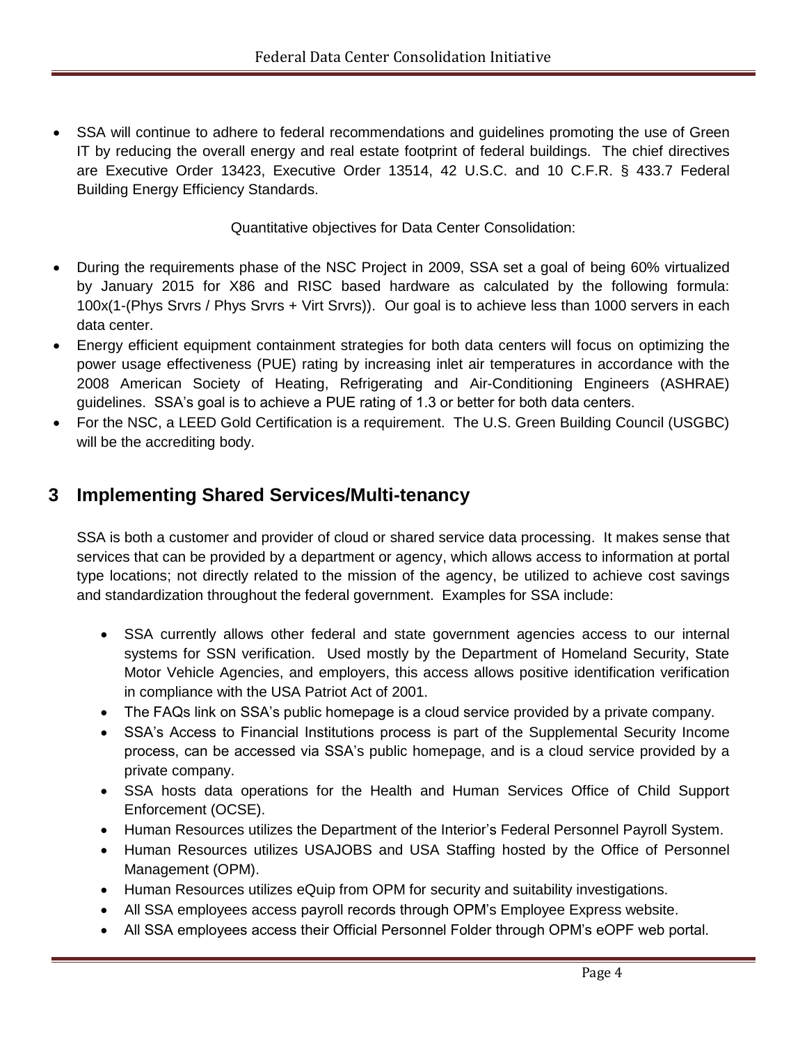- SSA will continue to adhere to federal recommendations and guidelines promoting the use of Green IT by reducing the overall energy and real estate footprint of federal buildings. The chief directives are Executive Order 13423, Executive Order 13514, 42 U.S.C. and 10 C.F.R. § 433.7 Federal Building Energy Efficiency Standards.

Quantitative objectives for Data Center Consolidation:

- During the requirements phase of the NSC Project in 2009, SSA set a goal of being 60% virtualized by January 2015 for X86 and RISC based hardware as calculated by the following formula: 100x(1-(Phys Srvrs / Phys Srvrs + Virt Srvrs)). Our goal is to achieve less than 1000 servers in each data center.
- Energy efficient equipment containment strategies for both data centers will focus on optimizing the power usage effectiveness (PUE) rating by increasing inlet air temperatures in accordance with the 2008 American Society of Heating, Refrigerating and Air-Conditioning Engineers (ASHRAE) guidelines. SSA's goal is to achieve a PUE rating of 1.3 or better for both data centers.
- For the NSC, a LEED Gold Certification is a requirement. The U.S. Green Building Council (USGBC) will be the accrediting body.

## 3 Implementing Shared Services/Multi-tenancy

SSA is both a customer and provider of cloud or shared service data processing. It makes sense that services that can be provided by a department or agency, which allows access to information at portal type locations; not directly related to the mission of the agency, be utilized to achieve cost savings and standardization throughout the federal government. Examples for SSA include:

- SSA currently allows other federal and state government agencies access to our internal systems for SSN verification. Used mostly by the Department of Homeland Security, State Motor Vehicle Agencies, and employers, this access allows positive identification verification in compliance with the USA Patriot Act of 2001.
- The FAQs link on SSA's public homepage is a cloud service provided by a private company.
- SSA's Access to Financial Institutions process is part of the Supplemental Security Income process, can be accessed via SSA's public homepage, and is a cloud service provided by a private company.
- SSA hosts data operations for the Health and Human Services Office of Child Support Enforcement (OCSE).
- Human Resources utilizes the Department of the Interior's Federal Personnel Payroll System.
- Human Resources utilizes USAJOBS and USA Staffing hosted by the Office of Personnel Management (OPM).
- Human Resources utilizes eQuip from OPM for security and suitability investigations.
- All SSA employees access payroll records through OPM's Employee Express website.
- All SSA employees access their Official Personnel Folder through OPM's eOPF web portal.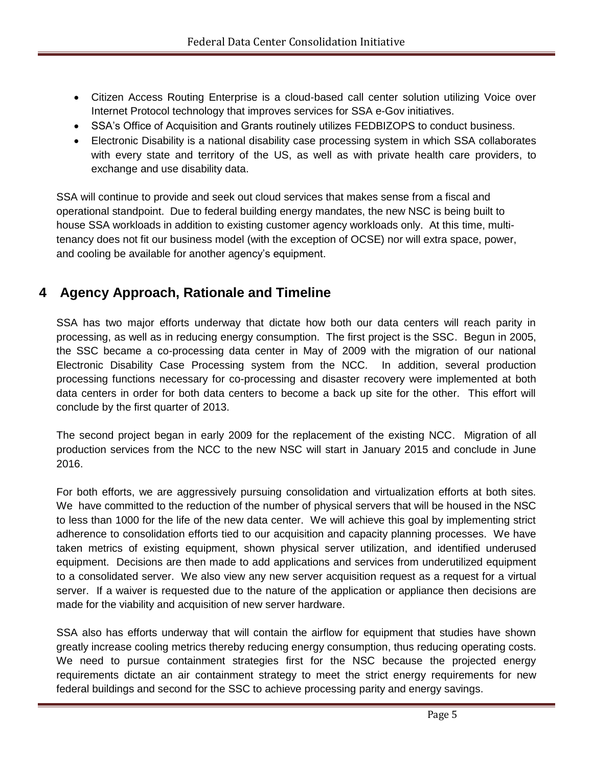- Citizen Access Routing Enterprise is a cloud-based call center solution utilizing Voice over Internet Protocol technology that improves services for SSA e-Gov initiatives.
- SSA's Office of Acquisition and Grants routinely utilizes FEDBIZOPS to conduct business.
- Electronic Disability is a national disability case processing system in which SSA collaborates with every state and territory of the US, as well as with private health care providers, to exchange and use disability data.

SSA will continue to provide and seek out cloud services that makes sense from a fiscal and operational standpoint. Due to federal building energy mandates, the new NSC is being built to house SSA workloads in addition to existing customer agency workloads only. At this time, multi-tenancy does not fit our business model (with the exception of OCSE) nor will extra space, power, and cooling be available for another agency's equipment.

# 4 Agency Approach, Rationale and Timeline

SSA has two major efforts underway that dictate how both our data centers will reach parity in processing, as well as in reducing energy consumption. The first project is the SSC. Begun in 2005, the SSC became a co-processing data center in May of 2009 with the migration of our national Electronic Disability Case Processing system from the NCC. In addition, several production processing functions necessary for co-processing and disaster recovery were implemented at both data centers in order for both data centers to become a back up site for the other. This effort will conclude by the first quarter of 2013.

The second project began in early 2009 for the replacement of the existing NCC. Migration of all production services from the NCC to the new NSC will start in January 2015 and conclude in June 2016.

For both efforts, we are aggressively pursuing consolidation and virtualization efforts at both sites. We have committed to the reduction of the number of physical servers that will be housed in the NSC to less than 1000 for the life of the new data center. We will achieve this goal by implementing strict adherence to consolidation efforts tied to our acquisition and capacity planning processes. We have taken metrics of existing equipment, shown physical server utilization, and identified underused equipment. Decisions are then made to add applications and services from underutilized equipment to a consolidated server. We also view any new server acquisition request as a request for a virtual server. If a waiver is requested due to the nature of the application or appliance then decisions are made for the viability and acquisition of new server hardware.

SSA also has efforts underway that will contain the airflow for equipment that studies have shown greatly increase cooling metrics thereby reducing energy consumption, thus reducing operating costs. We need to pursue containment strategies first for the NSC because the projected energy requirements dictate an air containment strategy to meet the strict energy requirements for new federal buildings and second for the SSC to achieve processing parity and energy savings.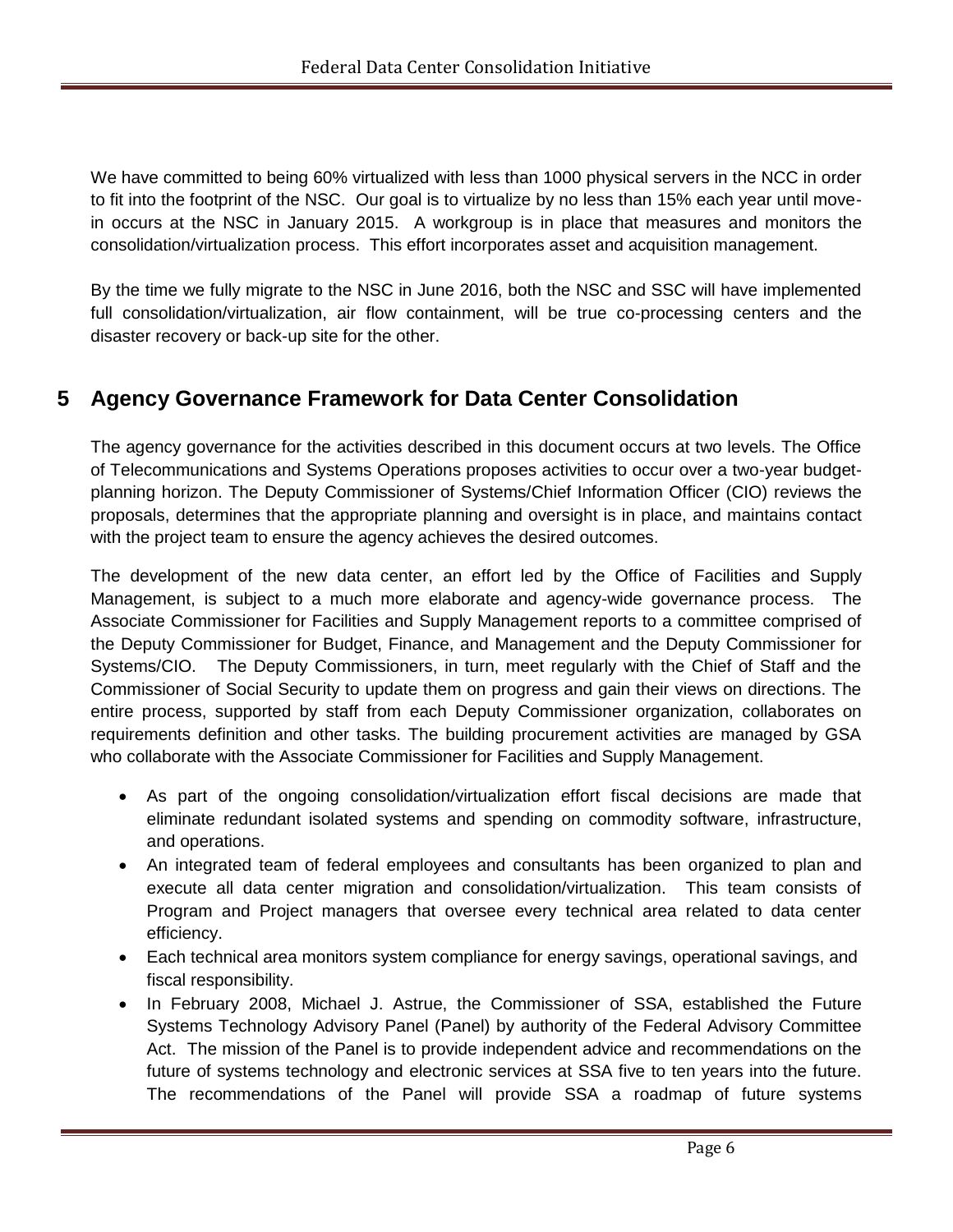We have committed to being 60% virtualized with less than 1000 physical servers in the NCC in order to fit into the footprint of the NSC. Our goal is to virtualize by no less than 15% each year until move-in occurs at the NSC in January 2015. A workgroup is in place that measures and monitors the consolidation/virtualization process. This effort incorporates asset and acquisition management.

By the time we fully migrate to the NSC in June 2016, both the NSC and SSC will have implemented full consolidation/virtualization, air flow containment, will be true co-processing centers and the disaster recovery or back-up site for the other.

# 5 Agency Governance Framework for Data Center Consolidation

The agency governance for the activities described in this document occurs at two levels. The Office of Telecommunications and Systems Operations proposes activities to occur over a two-year budget-planning horizon. The Deputy Commissioner of Systems/Chief Information Officer (CIO) reviews the proposals, determines that the appropriate planning and oversight is in place, and maintains contact with the project team to ensure the agency achieves the desired outcomes.

The development of the new data center, an effort led by the Office of Facilities and Supply Management, is subject to a much more elaborate and agency-wide governance process. The Associate Commissioner for Facilities and Supply Management reports to a committee comprised of the Deputy Commissioner for Budget, Finance, and Management and the Deputy Commissioner for Systems/CIO. The Deputy Commissioners, in turn, meet regularly with the Chief of Staff and the Commissioner of Social Security to update them on progress and gain their views on directions. The entire process, supported by staff from each Deputy Commissioner organization, collaborates on requirements definition and other tasks. The building procurement activities are managed by GSA who collaborate with the Associate Commissioner for Facilities and Supply Management.

- As part of the ongoing consolidation/virtualization effort fiscal decisions are made that eliminate redundant isolated systems and spending on commodity software, infrastructure, and operations.
- An integrated team of federal employees and consultants has been organized to plan and execute all data center migration and consolidation/virtualization. This team consists of Program and Project managers that oversee every technical area related to data center efficiency.
- Each technical area monitors system compliance for energy savings, operational savings, and fiscal responsibility.
- In February 2008, Michael J. Astrue, the Commissioner of SSA, established the Future Systems Technology Advisory Panel (Panel) by authority of the Federal Advisory Committee Act. The mission of the Panel is to provide independent advice and recommendations on the future of systems technology and electronic services at SSA five to ten years into the future. The recommendations of the Panel will provide SSA a roadmap of future systems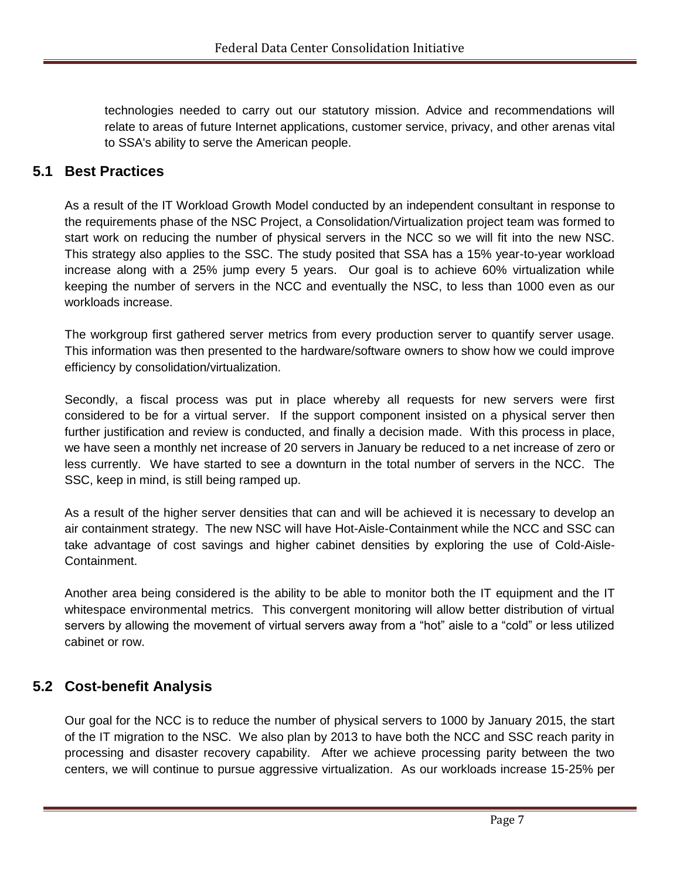technologies needed to carry out our statutory mission. Advice and recommendations will relate to areas of future Internet applications, customer service, privacy, and other arenas vital to SSA's ability to serve the American people.

## 5.1 Best Practices

As a result of the IT Workload Growth Model conducted by an independent consultant in response to the requirements phase of the NSC Project, a Consolidation/Virtualization project team was formed to start work on reducing the number of physical servers in the NCC so we will fit into the new NSC. This strategy also applies to the SSC. The study posited that SSA has a 15% year-to-year workload increase along with a 25% jump every 5 years. Our goal is to achieve 60% virtualization while keeping the number of servers in the NCC and eventually the NSC, to less than 1000 even as our workloads increase.

The workgroup first gathered server metrics from every production server to quantify server usage. This information was then presented to the hardware/software owners to show how we could improve efficiency by consolidation/virtualization.

Secondly, a fiscal process was put in place whereby all requests for new servers were first considered to be for a virtual server. If the support component insisted on a physical server then further justification and review is conducted, and finally a decision made. With this process in place, we have seen a monthly net increase of 20 servers in January be reduced to a net increase of zero or less currently. We have started to see a downturn in the total number of servers in the NCC. The SSC, keep in mind, is still being ramped up.

As a result of the higher server densities that can and will be achieved it is necessary to develop an air containment strategy. The new NSC will have Hot-Aisle-Containment while the NCC and SSC can take advantage of cost savings and higher cabinet densities by exploring the use of Cold-Aisle-Containment.

Another area being considered is the ability to be able to monitor both the IT equipment and the IT whitespace environmental metrics. This convergent monitoring will allow better distribution of virtual servers by allowing the movement of virtual servers away from a "hot" aisle to a "cold" or less utilized cabinet or row.

## 5.2 Cost-benefit Analysis

Our goal for the NCC is to reduce the number of physical servers to 1000 by January 2015, the start of the IT migration to the NSC. We also plan by 2013 to have both the NCC and SSC reach parity in processing and disaster recovery capability. After we achieve processing parity between the two centers, we will continue to pursue aggressive virtualization. As our workloads increase 15-25% per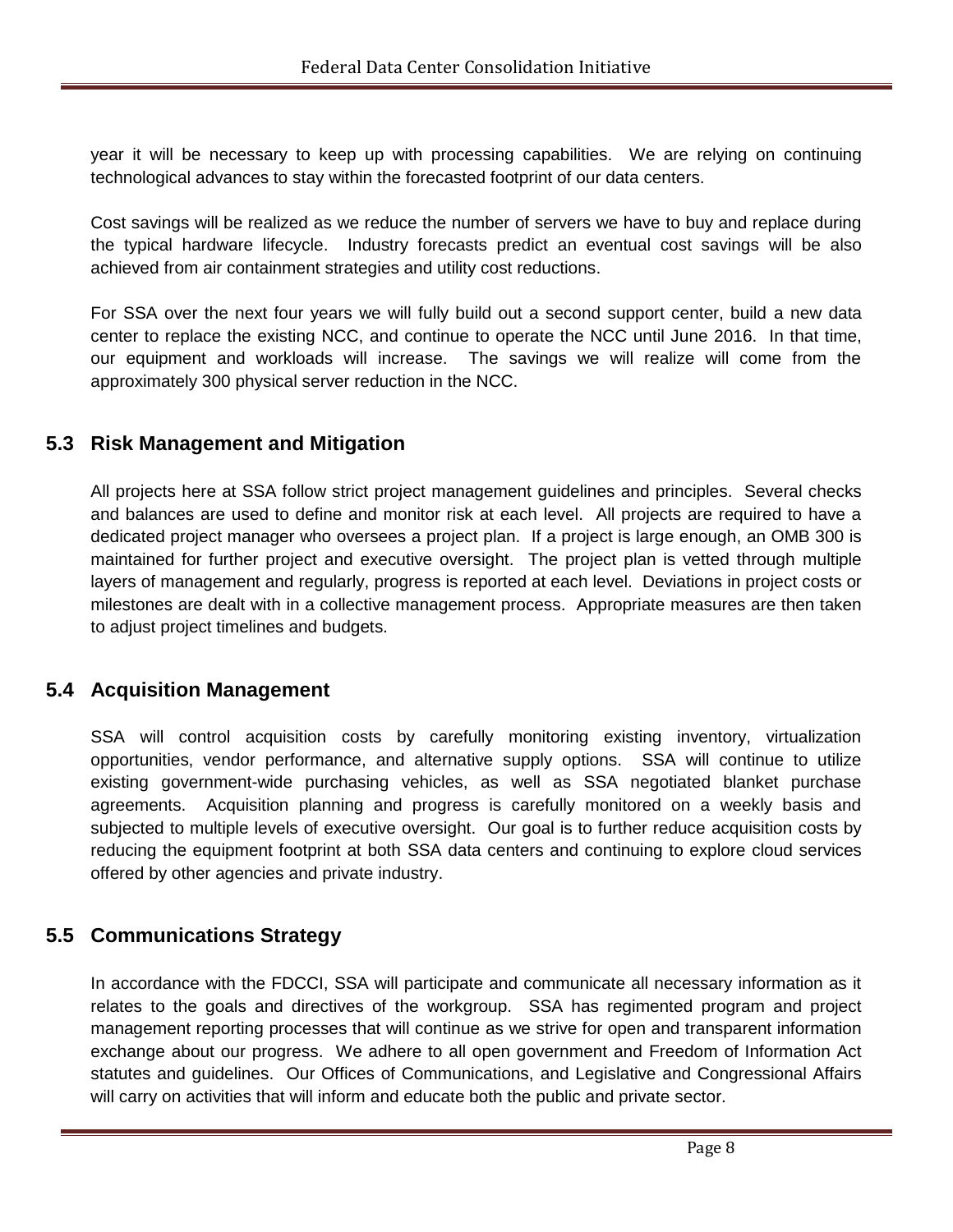year it will be necessary to keep up with processing capabilities. We are relying on continuing technological advances to stay within the forecasted footprint of our data centers.

Cost savings will be realized as we reduce the number of servers we have to buy and replace during the typical hardware lifecycle. Industry forecasts predict an eventual cost savings will be also achieved from air containment strategies and utility cost reductions.

For SSA over the next four years we will fully build out a second support center, build a new data center to replace the existing NCC, and continue to operate the NCC until June 2016. In that time, our equipment and workloads will increase. The savings we will realize will come from the approximately 300 physical server reduction in the NCC.

## 5.3 Risk Management and Mitigation

All projects here at SSA follow strict project management guidelines and principles. Several checks and balances are used to define and monitor risk at each level. All projects are required to have a dedicated project manager who oversees a project plan. If a project is large enough, an OMB 300 is maintained for further project and executive oversight. The project plan is vetted through multiple layers of management and regularly, progress is reported at each level. Deviations in project costs or milestones are dealt with in a collective management process. Appropriate measures are then taken to adjust project timelines and budgets.

## 5.4 Acquisition Management

SSA will control acquisition costs by carefully monitoring existing inventory, virtualization opportunities, vendor performance, and alternative supply options. SSA will continue to utilize existing government-wide purchasing vehicles, as well as SSA negotiated blanket purchase agreements. Acquisition planning and progress is carefully monitored on a weekly basis and subjected to multiple levels of executive oversight. Our goal is to further reduce acquisition costs by reducing the equipment footprint at both SSA data centers and continuing to explore cloud services offered by other agencies and private industry.

## 5.5 Communications Strategy

In accordance with the FDCCI, SSA will participate and communicate all necessary information as it relates to the goals and directives of the workgroup. SSA has regimented program and project management reporting processes that will continue as we strive for open and transparent information exchange about our progress. We adhere to all open government and Freedom of Information Act statutes and guidelines. Our Offices of Communications, and Legislative and Congressional Affairs will carry on activities that will inform and educate both the public and private sector.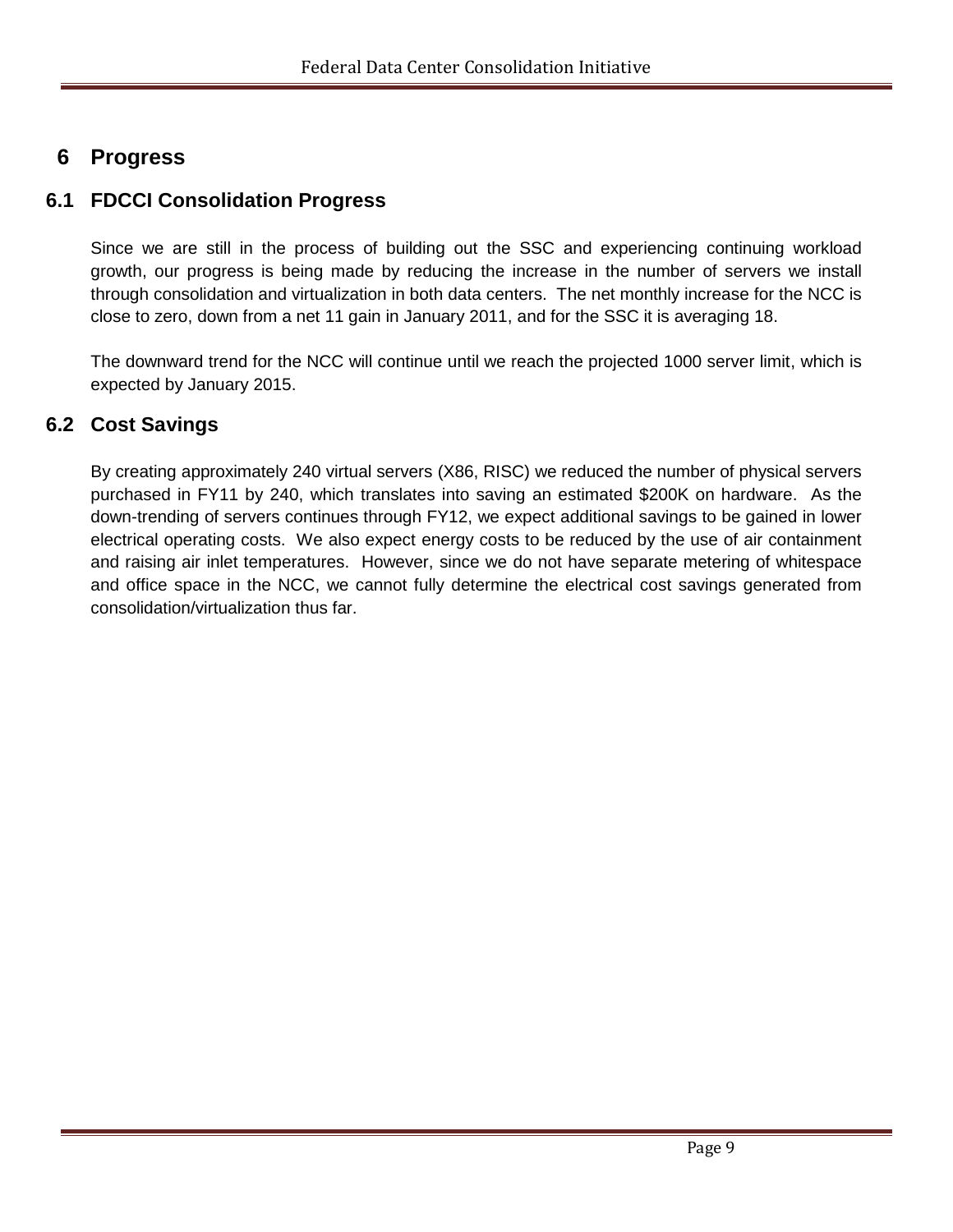# 6 Progress

## 6.1 FDCCI Consolidation Progress

Since we are still in the process of building out the SSC and experiencing continuing workload growth, our progress is being made by reducing the increase in the number of servers we install through consolidation and virtualization in both data centers. The net monthly increase for the NCC is close to zero, down from a net 11 gain in January 2011, and for the SSC it is averaging 18.

The downward trend for the NCC will continue until we reach the projected 1000 server limit, which is expected by January 2015.

## 6.2 Cost Savings

By creating approximately 240 virtual servers (X86, RISC) we reduced the number of physical servers purchased in FY11 by 240, which translates into saving an estimated $200K on hardware. As the down-trending of servers continues through FY12, we expect additional savings to be gained in lower electrical operating costs. We also expect energy costs to be reduced by the use of air containment and raising air inlet temperatures. However, since we do not have separate metering of whitespace and office space in the NCC, we cannot fully determine the electrical cost savings generated from consolidation/virtualization thus far.